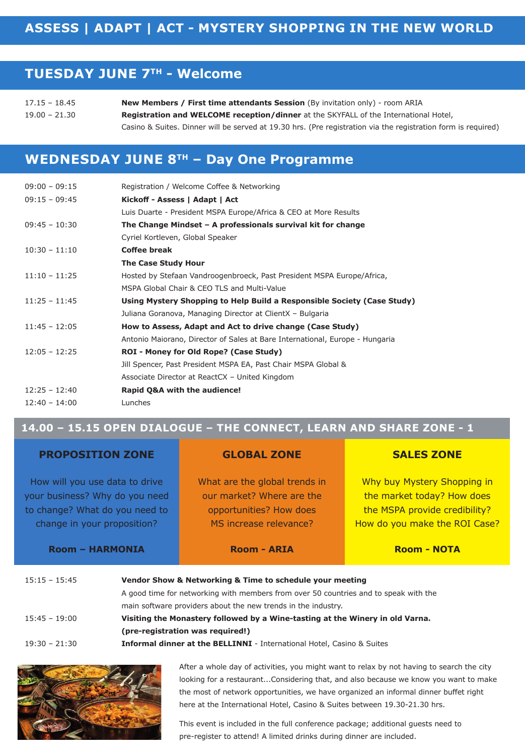# ASSESS | ADAPT | ACT - MYSTERY SHOPPING IN THE NEW WORLD

## TUESDAY JUNE 7TH - Welcome

| | |
|---|---|
| 17.15 – 18.45 | **New Members / First time attendants Session** (By invitation only) - room ARIA |
| 19.00 – 21.30 | **Registration and WELCOME reception/dinner** at the SKYFALL of the International Hotel, Casino & Suites. Dinner will be served at 19.30 hrs. (Pre registration via the registration form is required) |

## WEDNESDAY JUNE 8TH – Day One Programme

| | |
|---|---|
| 09:00 – 09:15 | Registration / Welcome Coffee & Networking |
| 09:15 – 09:45 | **Kickoff - Assess \| Adapt \| Act**<br>Luis Duarte - President MSPA Europe/Africa & CEO at More Results |
| 09:45 – 10:30 | **The Change Mindset – A professionals survival kit for change**<br>Cyriel Kortleven, Global Speaker |
| 10:30 – 11:10 | **Coffee break** |
| | **The Case Study Hour** |
| 11:10 – 11:25 | Hosted by Stefaan Vandroogenbroeck, Past President MSPA Europe/Africa, MSPA Global Chair & CEO TLS and Multi-Value |
| 11:25 – 11:45 | **Using Mystery Shopping to Help Build a Responsible Society (Case Study)**<br>Juliana Goranova, Managing Director at ClientX – Bulgaria |
| 11:45 – 12:05 | **How to Assess, Adapt and Act to drive change (Case Study)**<br>Antonio Maiorano, Director of Sales at Bare International, Europe - Hungaria |
| 12:05 – 12:25 | **ROI - Money for Old Rope? (Case Study)**<br>Jill Spencer, Past President MSPA EA, Past Chair MSPA Global & Associate Director at ReactCX – United Kingdom |
| 12:25 – 12:40 | **Rapid Q&A with the audience!** |
| 12:40 – 14:00 | Lunches |

## 14.00 – 15.15 OPEN DIALOGUE – THE CONNECT, LEARN AND SHARE ZONE - 1

| PROPOSITION ZONE | GLOBAL ZONE | SALES ZONE |
|---|---|---|
| How will you use data to drive your business? Why do you need to change? What do you need to change in your proposition? | What are the global trends in our market? Where are the opportunities? How does MS increase relevance? | Why buy Mystery Shopping in the market today? How does the MSPA provide credibility? How do you make the ROI Case? |
| **Room – HARMONIA** | **Room - ARIA** | **Room - NOTA** |

| | |
|---|---|
| 15:15 – 15:45 | **Vendor Show & Networking & Time to schedule your meeting**<br>A good time for networking with members from over 50 countries and to speak with the main software providers about the new trends in the industry. |
| 15:45 – 19:00 | **Visiting the Monastery followed by a Wine-tasting at the Winery in old Varna. (pre-registration was required!)** |
| 19:30 – 21:30 | **Informal dinner at the BELLINNI** - International Hotel, Casino & Suites |

After a whole day of activities, you might want to relax by not having to search the city looking for a restaurant...Considering that, and also because we know you want to make the most of network opportunities, we have organized an informal dinner buffet right here at the International Hotel, Casino & Suites between 19.30-21.30 hrs.

This event is included in the full conference package; additional guests need to pre-register to attend! A limited drinks during dinner are included.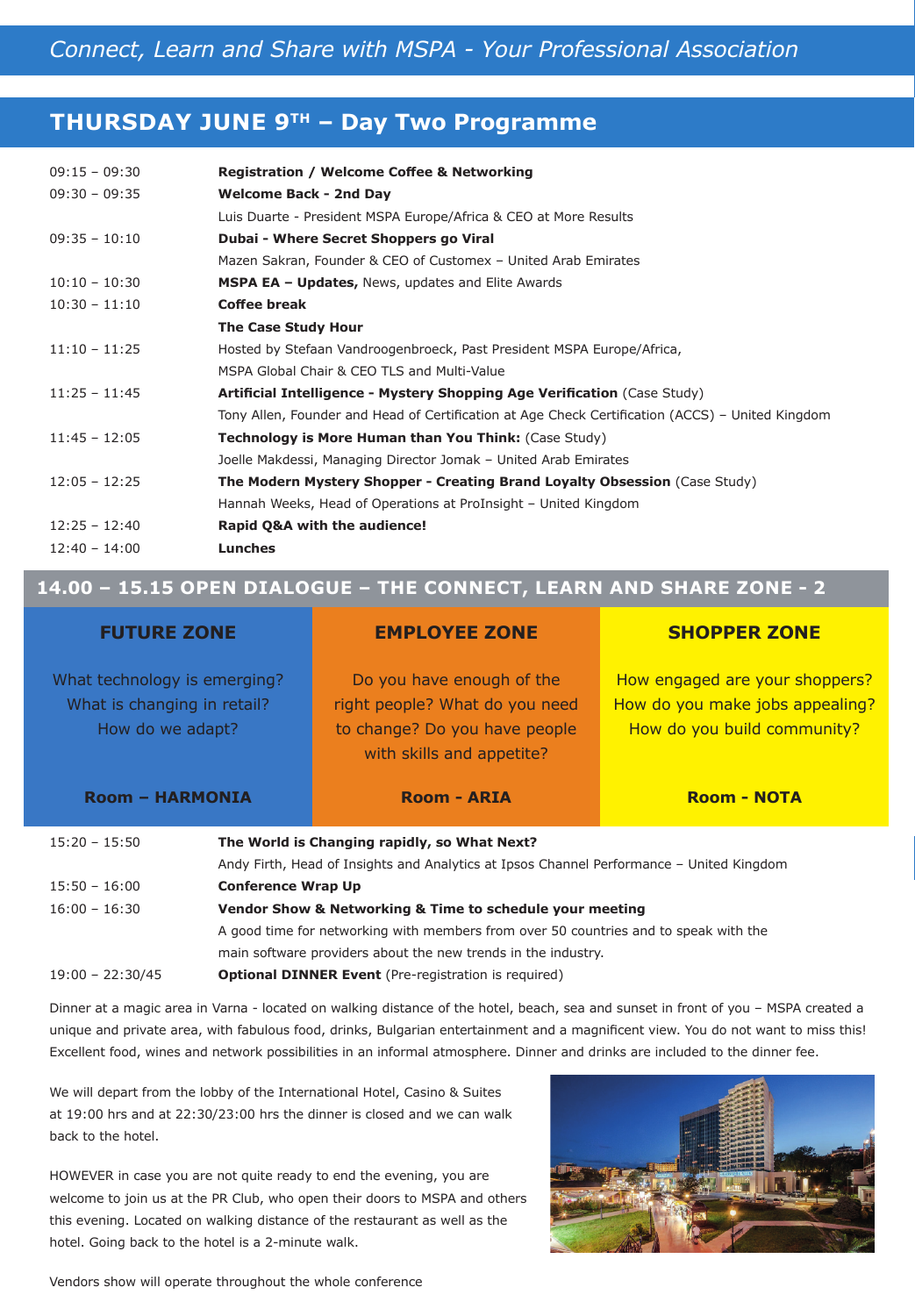*Connect, Learn and Share with MSPA - Your Professional Association*

## THURSDAY JUNE 9TH – Day Two Programme

| | |
|---|---|
| 09:15 – 09:30 | **Registration / Welcome Coffee & Networking** |
| 09:30 – 09:35 | **Welcome Back - 2nd Day**<br>Luis Duarte - President MSPA Europe/Africa & CEO at More Results |
| 09:35 – 10:10 | **Dubai - Where Secret Shoppers go Viral**<br>Mazen Sakran, Founder & CEO of Customex – United Arab Emirates |
| 10:10 – 10:30 | **MSPA EA – Updates,** News, updates and Elite Awards |
| 10:30 – 11:10 | **Coffee break** |
| | **The Case Study Hour** |
| 11:10 – 11:25 | Hosted by Stefaan Vandroogenbroeck, Past President MSPA Europe/Africa, MSPA Global Chair & CEO TLS and Multi-Value |
| 11:25 – 11:45 | **Artificial Intelligence - Mystery Shopping Age Verification** (Case Study)<br>Tony Allen, Founder and Head of Certification at Age Check Certification (ACCS) – United Kingdom |
| 11:45 – 12:05 | **Technology is More Human than You Think:** (Case Study)<br>Joelle Makdessi, Managing Director Jomak – United Arab Emirates |
| 12:05 – 12:25 | **The Modern Mystery Shopper - Creating Brand Loyalty Obsession** (Case Study)<br>Hannah Weeks, Head of Operations at ProInsight – United Kingdom |
| 12:25 – 12:40 | **Rapid Q&A with the audience!** |
| 12:40 – 14:00 | **Lunches** |

### 14.00 – 15.15 OPEN DIALOGUE – THE CONNECT, LEARN AND SHARE ZONE - 2

| FUTURE ZONE | EMPLOYEE ZONE | SHOPPER ZONE |
|---|---|---|
| What technology is emerging? What is changing in retail? How do we adapt? | Do you have enough of the right people? What do you need to change? Do you have people with skills and appetite? | How engaged are your shoppers? How do you make jobs appealing? How do you build community? |
| **Room – HARMONIA** | **Room - ARIA** | **Room - NOTA** |

| | |
|---|---|
| 15:20 – 15:50 | **The World is Changing rapidly, so What Next?**<br>Andy Firth, Head of Insights and Analytics at Ipsos Channel Performance – United Kingdom |
| 15:50 – 16:00 | **Conference Wrap Up** |
| 16:00 – 16:30 | **Vendor Show & Networking & Time to schedule your meeting**<br>A good time for networking with members from over 50 countries and to speak with the main software providers about the new trends in the industry. |
| 19:00 – 22:30/45 | **Optional DINNER Event** (Pre-registration is required) |

Dinner at a magic area in Varna - located on walking distance of the hotel, beach, sea and sunset in front of you – MSPA created a unique and private area, with fabulous food, drinks, Bulgarian entertainment and a magnificent view. You do not want to miss this! Excellent food, wines and network possibilities in an informal atmosphere. Dinner and drinks are included to the dinner fee.

We will depart from the lobby of the International Hotel, Casino & Suites at 19:00 hrs and at 22:30/23:00 hrs the dinner is closed and we can walk back to the hotel.

HOWEVER in case you are not quite ready to end the evening, you are welcome to join us at the PR Club, who open their doors to MSPA and others this evening. Located on walking distance of the restaurant as well as the hotel. Going back to the hotel is a 2-minute walk.

Vendors show will operate throughout the whole conference